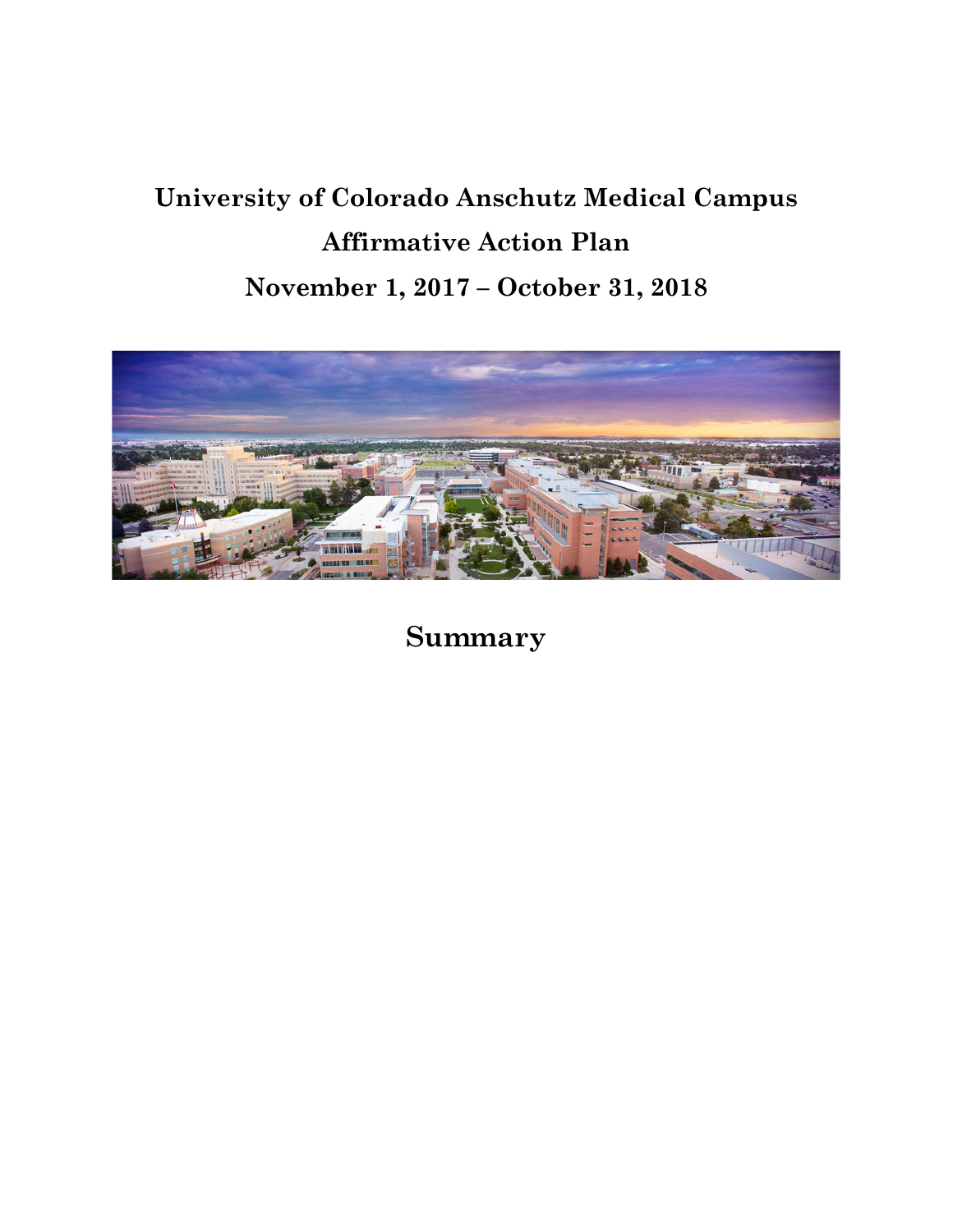# University of Colorado Anschutz Medical Campus

# Affirmative Action Plan

# November 1, 2017 – October 31, 2018

## Summary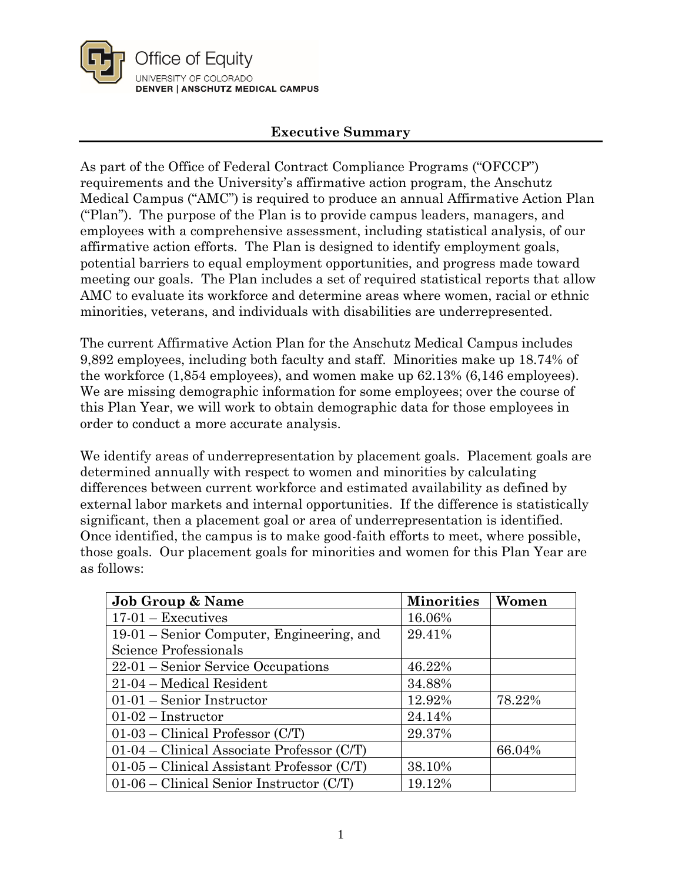Office of Equity
UNIVERSITY OF COLORADO
**DENVER | ANSCHUTZ MEDICAL CAMPUS**

## Executive Summary

As part of the Office of Federal Contract Compliance Programs ("OFCCP") requirements and the University's affirmative action program, the Anschutz Medical Campus ("AMC") is required to produce an annual Affirmative Action Plan ("Plan"). The purpose of the Plan is to provide campus leaders, managers, and employees with a comprehensive assessment, including statistical analysis, of our affirmative action efforts. The Plan is designed to identify employment goals, potential barriers to equal employment opportunities, and progress made toward meeting our goals. The Plan includes a set of required statistical reports that allow AMC to evaluate its workforce and determine areas where women, racial or ethnic minorities, veterans, and individuals with disabilities are underrepresented.

The current Affirmative Action Plan for the Anschutz Medical Campus includes 9,892 employees, including both faculty and staff. Minorities make up 18.74% of the workforce (1,854 employees), and women make up 62.13% (6,146 employees). We are missing demographic information for some employees; over the course of this Plan Year, we will work to obtain demographic data for those employees in order to conduct a more accurate analysis.

We identify areas of underrepresentation by placement goals. Placement goals are determined annually with respect to women and minorities by calculating differences between current workforce and estimated availability as defined by external labor markets and internal opportunities. If the difference is statistically significant, then a placement goal or area of underrepresentation is identified. Once identified, the campus is to make good-faith efforts to meet, where possible, those goals. Our placement goals for minorities and women for this Plan Year are as follows:

| Job Group & Name | Minorities | Women |
|---|---|---|
| 17-01 – Executives | 16.06% | |
| 19-01 – Senior Computer, Engineering, and Science Professionals | 29.41% | |
| 22-01 – Senior Service Occupations | 46.22% | |
| 21-04 – Medical Resident | 34.88% | |
| 01-01 – Senior Instructor | 12.92% | 78.22% |
| 01-02 – Instructor | 24.14% | |
| 01-03 – Clinical Professor (C/T) | 29.37% | |
| 01-04 – Clinical Associate Professor (C/T) | | 66.04% |
| 01-05 – Clinical Assistant Professor (C/T) | 38.10% | |
| 01-06 – Clinical Senior Instructor (C/T) | 19.12% | |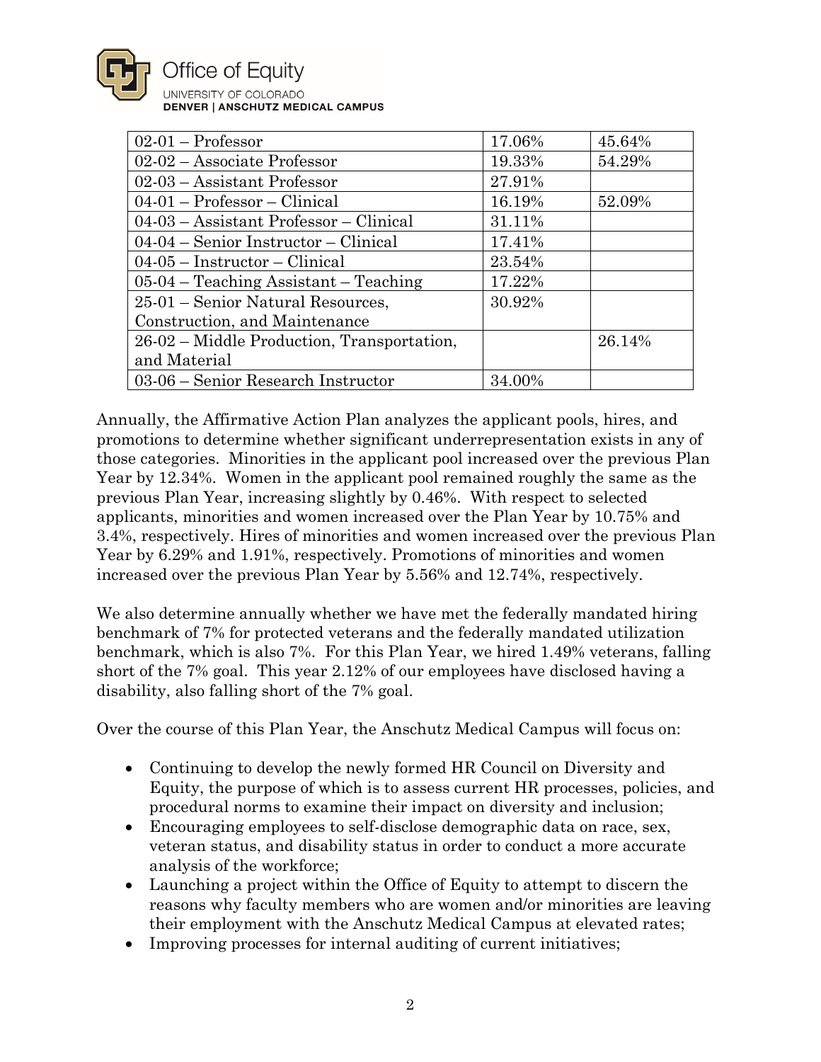| | | |
|---|---|---|
| 02-01 – Professor | 17.06% | 45.64% |
| 02-02 – Associate Professor | 19.33% | 54.29% |
| 02-03 – Assistant Professor | 27.91% | |
| 04-01 – Professor – Clinical | 16.19% | 52.09% |
| 04-03 – Assistant Professor – Clinical | 31.11% | |
| 04-04 – Senior Instructor – Clinical | 17.41% | |
| 04-05 – Instructor – Clinical | 23.54% | |
| 05-04 – Teaching Assistant – Teaching | 17.22% | |
| 25-01 – Senior Natural Resources, Construction, and Maintenance | 30.92% | |
| 26-02 – Middle Production, Transportation, and Material | | 26.14% |
| 03-06 – Senior Research Instructor | 34.00% | |

Annually, the Affirmative Action Plan analyzes the applicant pools, hires, and promotions to determine whether significant underrepresentation exists in any of those categories. Minorities in the applicant pool increased over the previous Plan Year by 12.34%. Women in the applicant pool remained roughly the same as the previous Plan Year, increasing slightly by 0.46%. With respect to selected applicants, minorities and women increased over the Plan Year by 10.75% and 3.4%, respectively. Hires of minorities and women increased over the previous Plan Year by 6.29% and 1.91%, respectively. Promotions of minorities and women increased over the previous Plan Year by 5.56% and 12.74%, respectively.

We also determine annually whether we have met the federally mandated hiring benchmark of 7% for protected veterans and the federally mandated utilization benchmark, which is also 7%. For this Plan Year, we hired 1.49% veterans, falling short of the 7% goal. This year 2.12% of our employees have disclosed having a disability, also falling short of the 7% goal.

Over the course of this Plan Year, the Anschutz Medical Campus will focus on:

- Continuing to develop the newly formed HR Council on Diversity and Equity, the purpose of which is to assess current HR processes, policies, and procedural norms to examine their impact on diversity and inclusion;
- Encouraging employees to self-disclose demographic data on race, sex, veteran status, and disability status in order to conduct a more accurate analysis of the workforce;
- Launching a project within the Office of Equity to attempt to discern the reasons why faculty members who are women and/or minorities are leaving their employment with the Anschutz Medical Campus at elevated rates;
- Improving processes for internal auditing of current initiatives;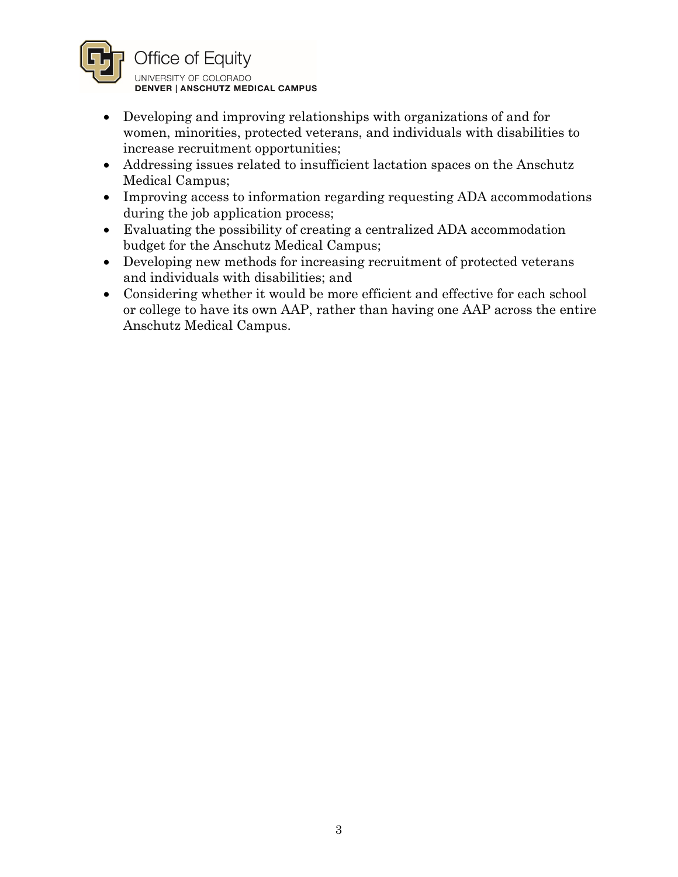- Developing and improving relationships with organizations of and for women, minorities, protected veterans, and individuals with disabilities to increase recruitment opportunities;
- Addressing issues related to insufficient lactation spaces on the Anschutz Medical Campus;
- Improving access to information regarding requesting ADA accommodations during the job application process;
- Evaluating the possibility of creating a centralized ADA accommodation budget for the Anschutz Medical Campus;
- Developing new methods for increasing recruitment of protected veterans and individuals with disabilities; and
- Considering whether it would be more efficient and effective for each school or college to have its own AAP, rather than having one AAP across the entire Anschutz Medical Campus.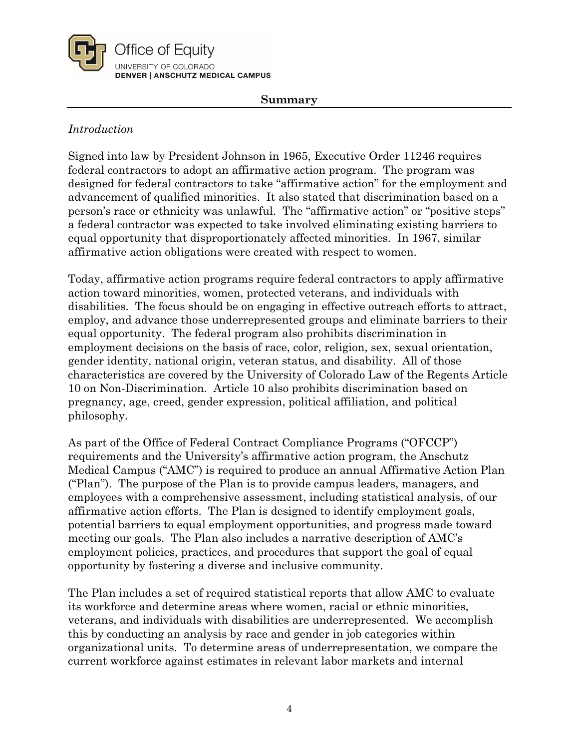## Summary

*Introduction*

Signed into law by President Johnson in 1965, Executive Order 11246 requires federal contractors to adopt an affirmative action program. The program was designed for federal contractors to take "affirmative action" for the employment and advancement of qualified minorities. It also stated that discrimination based on a person's race or ethnicity was unlawful. The "affirmative action" or "positive steps" a federal contractor was expected to take involved eliminating existing barriers to equal opportunity that disproportionately affected minorities. In 1967, similar affirmative action obligations were created with respect to women.

Today, affirmative action programs require federal contractors to apply affirmative action toward minorities, women, protected veterans, and individuals with disabilities. The focus should be on engaging in effective outreach efforts to attract, employ, and advance those underrepresented groups and eliminate barriers to their equal opportunity. The federal program also prohibits discrimination in employment decisions on the basis of race, color, religion, sex, sexual orientation, gender identity, national origin, veteran status, and disability. All of those characteristics are covered by the University of Colorado Law of the Regents Article 10 on Non-Discrimination. Article 10 also prohibits discrimination based on pregnancy, age, creed, gender expression, political affiliation, and political philosophy.

As part of the Office of Federal Contract Compliance Programs ("OFCCP") requirements and the University's affirmative action program, the Anschutz Medical Campus ("AMC") is required to produce an annual Affirmative Action Plan ("Plan"). The purpose of the Plan is to provide campus leaders, managers, and employees with a comprehensive assessment, including statistical analysis, of our affirmative action efforts. The Plan is designed to identify employment goals, potential barriers to equal employment opportunities, and progress made toward meeting our goals. The Plan also includes a narrative description of AMC's employment policies, practices, and procedures that support the goal of equal opportunity by fostering a diverse and inclusive community.

The Plan includes a set of required statistical reports that allow AMC to evaluate its workforce and determine areas where women, racial or ethnic minorities, veterans, and individuals with disabilities are underrepresented. We accomplish this by conducting an analysis by race and gender in job categories within organizational units. To determine areas of underrepresentation, we compare the current workforce against estimates in relevant labor markets and internal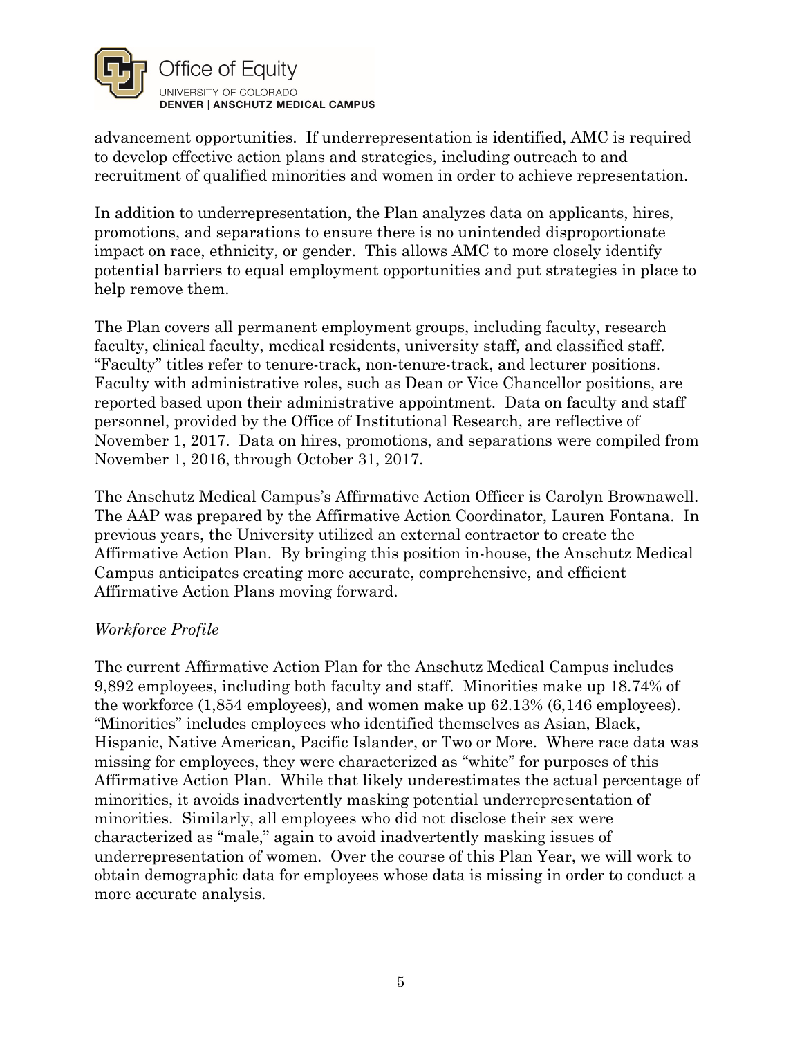advancement opportunities. If underrepresentation is identified, AMC is required to develop effective action plans and strategies, including outreach to and recruitment of qualified minorities and women in order to achieve representation.

In addition to underrepresentation, the Plan analyzes data on applicants, hires, promotions, and separations to ensure there is no unintended disproportionate impact on race, ethnicity, or gender. This allows AMC to more closely identify potential barriers to equal employment opportunities and put strategies in place to help remove them.

The Plan covers all permanent employment groups, including faculty, research faculty, clinical faculty, medical residents, university staff, and classified staff. "Faculty" titles refer to tenure-track, non-tenure-track, and lecturer positions. Faculty with administrative roles, such as Dean or Vice Chancellor positions, are reported based upon their administrative appointment. Data on faculty and staff personnel, provided by the Office of Institutional Research, are reflective of November 1, 2017. Data on hires, promotions, and separations were compiled from November 1, 2016, through October 31, 2017.

The Anschutz Medical Campus's Affirmative Action Officer is Carolyn Brownawell. The AAP was prepared by the Affirmative Action Coordinator, Lauren Fontana. In previous years, the University utilized an external contractor to create the Affirmative Action Plan. By bringing this position in-house, the Anschutz Medical Campus anticipates creating more accurate, comprehensive, and efficient Affirmative Action Plans moving forward.

*Workforce Profile*

The current Affirmative Action Plan for the Anschutz Medical Campus includes 9,892 employees, including both faculty and staff. Minorities make up 18.74% of the workforce (1,854 employees), and women make up 62.13% (6,146 employees). "Minorities" includes employees who identified themselves as Asian, Black, Hispanic, Native American, Pacific Islander, or Two or More. Where race data was missing for employees, they were characterized as "white" for purposes of this Affirmative Action Plan. While that likely underestimates the actual percentage of minorities, it avoids inadvertently masking potential underrepresentation of minorities. Similarly, all employees who did not disclose their sex were characterized as "male," again to avoid inadvertently masking issues of underrepresentation of women. Over the course of this Plan Year, we will work to obtain demographic data for employees whose data is missing in order to conduct a more accurate analysis.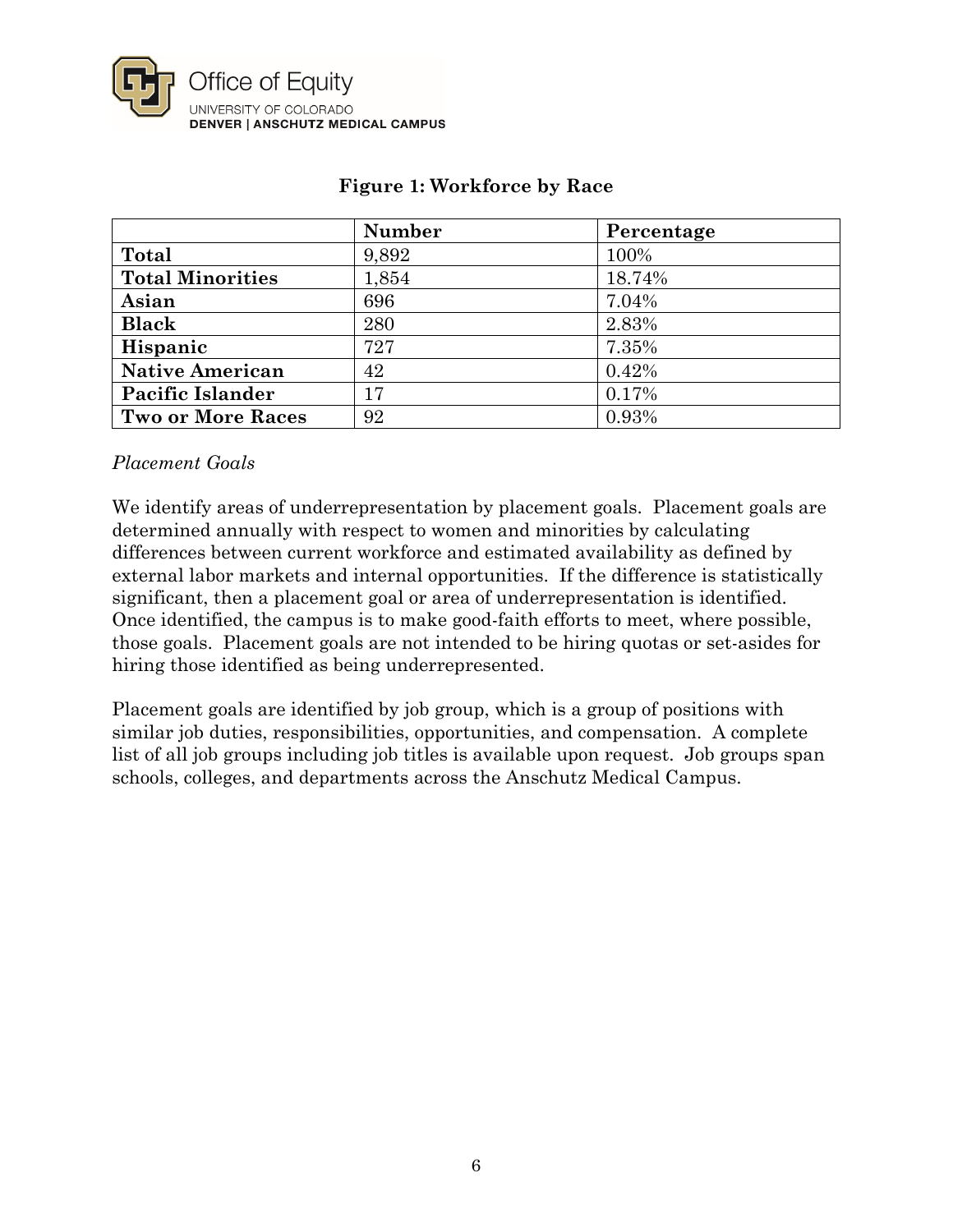**Figure 1: Workforce by Race**

| | Number | Percentage |
|---|---|---|
| **Total** | 9,892 | 100% |
| **Total Minorities** | 1,854 | 18.74% |
| **Asian** | 696 | 7.04% |
| **Black** | 280 | 2.83% |
| **Hispanic** | 727 | 7.35% |
| **Native American** | 42 | 0.42% |
| **Pacific Islander** | 17 | 0.17% |
| **Two or More Races** | 92 | 0.93% |

*Placement Goals*

We identify areas of underrepresentation by placement goals. Placement goals are determined annually with respect to women and minorities by calculating differences between current workforce and estimated availability as defined by external labor markets and internal opportunities. If the difference is statistically significant, then a placement goal or area of underrepresentation is identified. Once identified, the campus is to make good-faith efforts to meet, where possible, those goals. Placement goals are not intended to be hiring quotas or set-asides for hiring those identified as being underrepresented.

Placement goals are identified by job group, which is a group of positions with similar job duties, responsibilities, opportunities, and compensation. A complete list of all job groups including job titles is available upon request. Job groups span schools, colleges, and departments across the Anschutz Medical Campus.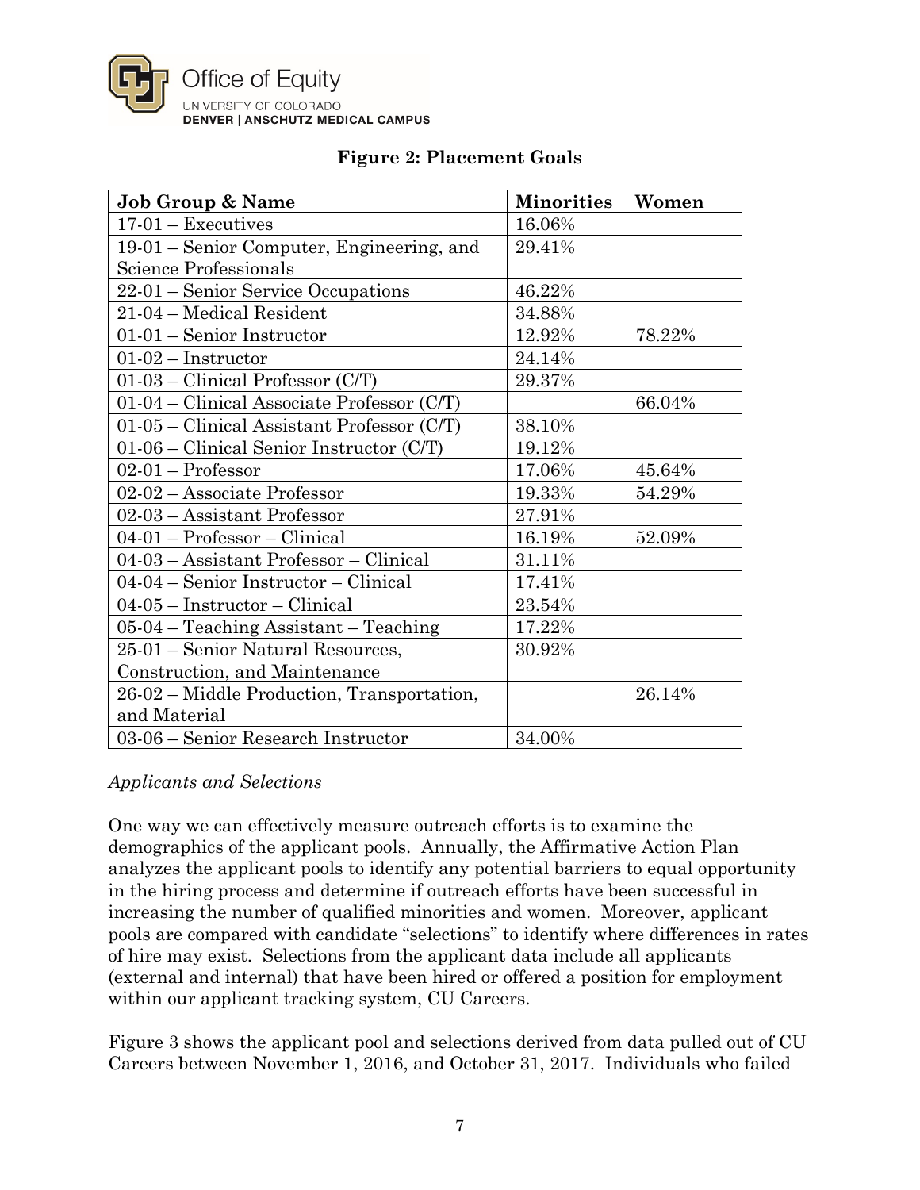**Figure 2: Placement Goals**

| Job Group & Name | Minorities | Women |
|---|---|---|
| 17-01 – Executives | 16.06% | |
| 19-01 – Senior Computer, Engineering, and Science Professionals | 29.41% | |
| 22-01 – Senior Service Occupations | 46.22% | |
| 21-04 – Medical Resident | 34.88% | |
| 01-01 – Senior Instructor | 12.92% | 78.22% |
| 01-02 – Instructor | 24.14% | |
| 01-03 – Clinical Professor (C/T) | 29.37% | |
| 01-04 – Clinical Associate Professor (C/T) | | 66.04% |
| 01-05 – Clinical Assistant Professor (C/T) | 38.10% | |
| 01-06 – Clinical Senior Instructor (C/T) | 19.12% | |
| 02-01 – Professor | 17.06% | 45.64% |
| 02-02 – Associate Professor | 19.33% | 54.29% |
| 02-03 – Assistant Professor | 27.91% | |
| 04-01 – Professor – Clinical | 16.19% | 52.09% |
| 04-03 – Assistant Professor – Clinical | 31.11% | |
| 04-04 – Senior Instructor – Clinical | 17.41% | |
| 04-05 – Instructor – Clinical | 23.54% | |
| 05-04 – Teaching Assistant – Teaching | 17.22% | |
| 25-01 – Senior Natural Resources, Construction, and Maintenance | 30.92% | |
| 26-02 – Middle Production, Transportation, and Material | | 26.14% |
| 03-06 – Senior Research Instructor | 34.00% | |

*Applicants and Selections*

One way we can effectively measure outreach efforts is to examine the demographics of the applicant pools. Annually, the Affirmative Action Plan analyzes the applicant pools to identify any potential barriers to equal opportunity in the hiring process and determine if outreach efforts have been successful in increasing the number of qualified minorities and women. Moreover, applicant pools are compared with candidate "selections" to identify where differences in rates of hire may exist. Selections from the applicant data include all applicants (external and internal) that have been hired or offered a position for employment within our applicant tracking system, CU Careers.

Figure 3 shows the applicant pool and selections derived from data pulled out of CU Careers between November 1, 2016, and October 31, 2017. Individuals who failed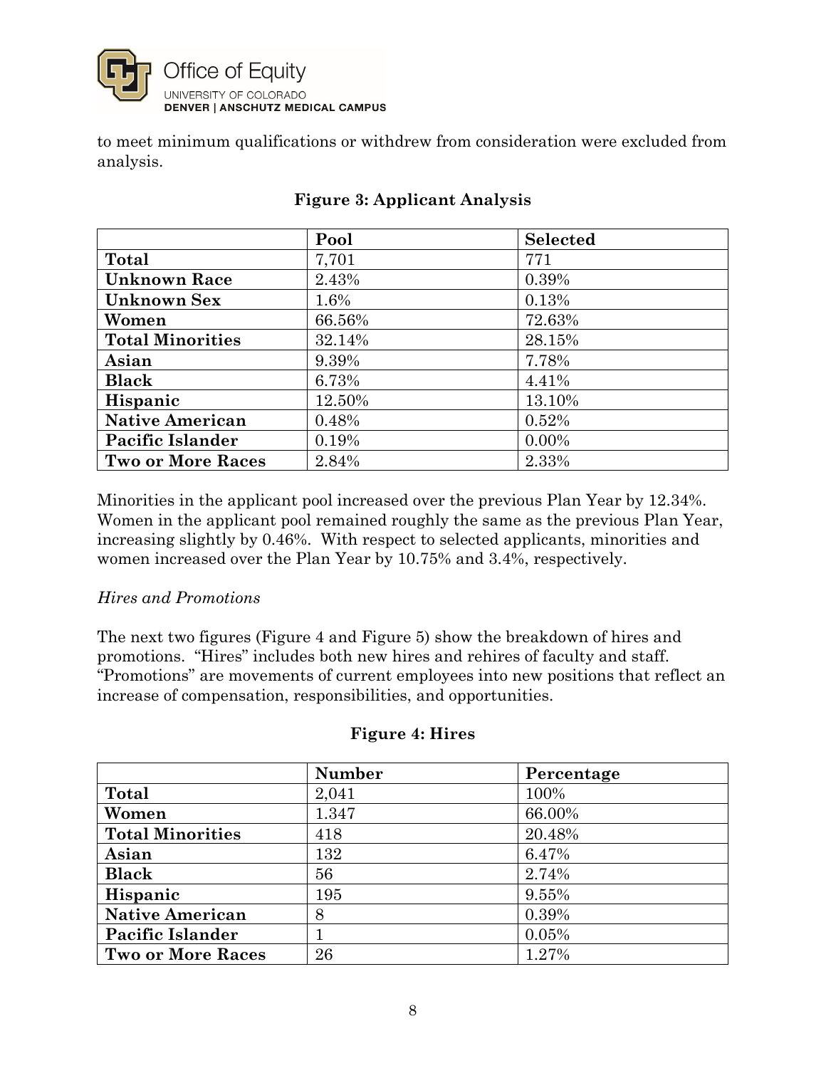to meet minimum qualifications or withdrew from consideration were excluded from analysis.

**Figure 3: Applicant Analysis**

| | Pool | Selected |
|---|---|---|
| **Total** | 7,701 | 771 |
| **Unknown Race** | 2.43% | 0.39% |
| **Unknown Sex** | 1.6% | 0.13% |
| **Women** | 66.56% | 72.63% |
| **Total Minorities** | 32.14% | 28.15% |
| **Asian** | 9.39% | 7.78% |
| **Black** | 6.73% | 4.41% |
| **Hispanic** | 12.50% | 13.10% |
| **Native American** | 0.48% | 0.52% |
| **Pacific Islander** | 0.19% | 0.00% |
| **Two or More Races** | 2.84% | 2.33% |

Minorities in the applicant pool increased over the previous Plan Year by 12.34%. Women in the applicant pool remained roughly the same as the previous Plan Year, increasing slightly by 0.46%. With respect to selected applicants, minorities and women increased over the Plan Year by 10.75% and 3.4%, respectively.

*Hires and Promotions*

The next two figures (Figure 4 and Figure 5) show the breakdown of hires and promotions. "Hires" includes both new hires and rehires of faculty and staff. "Promotions" are movements of current employees into new positions that reflect an increase of compensation, responsibilities, and opportunities.

**Figure 4: Hires**

| | Number | Percentage |
|---|---|---|
| **Total** | 2,041 | 100% |
| **Women** | 1.347 | 66.00% |
| **Total Minorities** | 418 | 20.48% |
| **Asian** | 132 | 6.47% |
| **Black** | 56 | 2.74% |
| **Hispanic** | 195 | 9.55% |
| **Native American** | 8 | 0.39% |
| **Pacific Islander** | 1 | 0.05% |
| **Two or More Races** | 26 | 1.27% |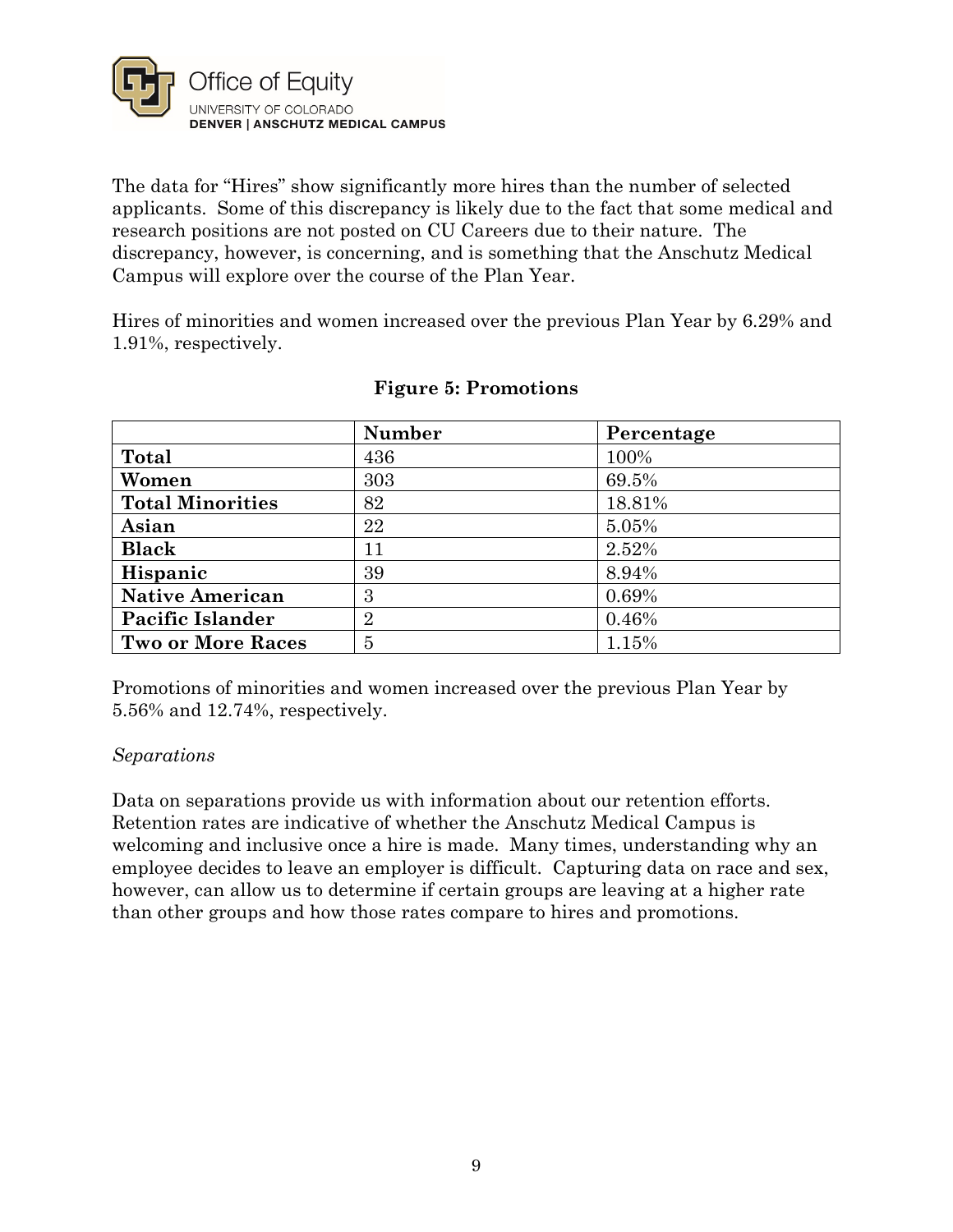The data for "Hires" show significantly more hires than the number of selected applicants. Some of this discrepancy is likely due to the fact that some medical and research positions are not posted on CU Careers due to their nature. The discrepancy, however, is concerning, and is something that the Anschutz Medical Campus will explore over the course of the Plan Year.

Hires of minorities and women increased over the previous Plan Year by 6.29% and 1.91%, respectively.

**Figure 5: Promotions**

| | **Number** | **Percentage** |
|---|---|---|
| **Total** | 436 | 100% |
| **Women** | 303 | 69.5% |
| **Total Minorities** | 82 | 18.81% |
| **Asian** | 22 | 5.05% |
| **Black** | 11 | 2.52% |
| **Hispanic** | 39 | 8.94% |
| **Native American** | 3 | 0.69% |
| **Pacific Islander** | 2 | 0.46% |
| **Two or More Races** | 5 | 1.15% |

Promotions of minorities and women increased over the previous Plan Year by 5.56% and 12.74%, respectively.

*Separations*

Data on separations provide us with information about our retention efforts. Retention rates are indicative of whether the Anschutz Medical Campus is welcoming and inclusive once a hire is made. Many times, understanding why an employee decides to leave an employer is difficult. Capturing data on race and sex, however, can allow us to determine if certain groups are leaving at a higher rate than other groups and how those rates compare to hires and promotions.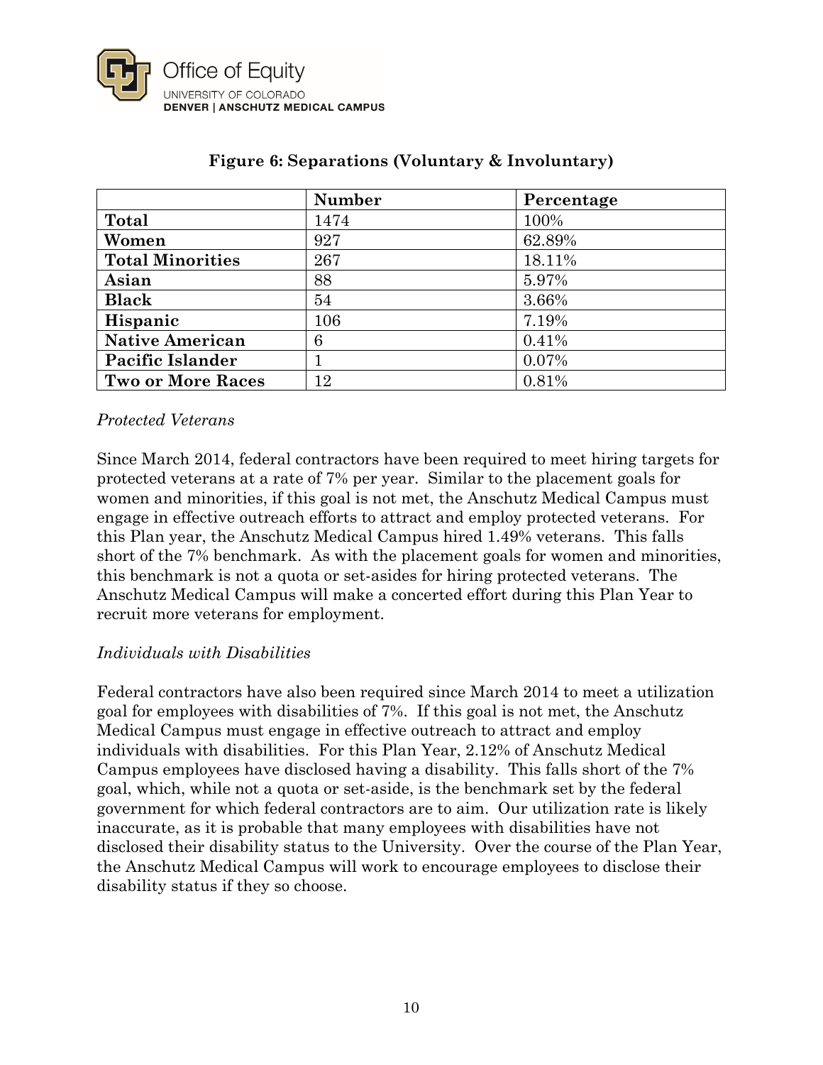**Figure 6: Separations (Voluntary & Involuntary)**

| | **Number** | **Percentage** |
|---|---|---|
| **Total** | 1474 | 100% |
| **Women** | 927 | 62.89% |
| **Total Minorities** | 267 | 18.11% |
| **Asian** | 88 | 5.97% |
| **Black** | 54 | 3.66% |
| **Hispanic** | 106 | 7.19% |
| **Native American** | 6 | 0.41% |
| **Pacific Islander** | 1 | 0.07% |
| **Two or More Races** | 12 | 0.81% |

*Protected Veterans*

Since March 2014, federal contractors have been required to meet hiring targets for protected veterans at a rate of 7% per year. Similar to the placement goals for women and minorities, if this goal is not met, the Anschutz Medical Campus must engage in effective outreach efforts to attract and employ protected veterans. For this Plan year, the Anschutz Medical Campus hired 1.49% veterans. This falls short of the 7% benchmark. As with the placement goals for women and minorities, this benchmark is not a quota or set-asides for hiring protected veterans. The Anschutz Medical Campus will make a concerted effort during this Plan Year to recruit more veterans for employment.

*Individuals with Disabilities*

Federal contractors have also been required since March 2014 to meet a utilization goal for employees with disabilities of 7%. If this goal is not met, the Anschutz Medical Campus must engage in effective outreach to attract and employ individuals with disabilities. For this Plan Year, 2.12% of Anschutz Medical Campus employees have disclosed having a disability. This falls short of the 7% goal, which, while not a quota or set-aside, is the benchmark set by the federal government for which federal contractors are to aim. Our utilization rate is likely inaccurate, as it is probable that many employees with disabilities have not disclosed their disability status to the University. Over the course of the Plan Year, the Anschutz Medical Campus will work to encourage employees to disclose their disability status if they so choose.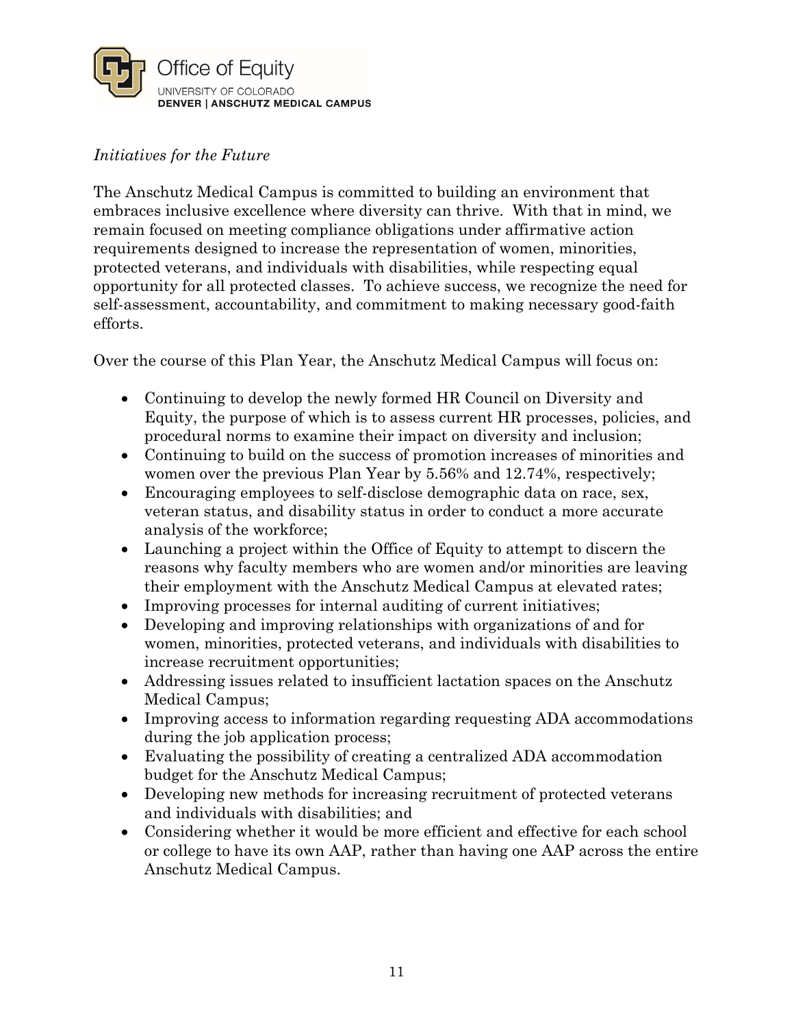*Initiatives for the Future*

The Anschutz Medical Campus is committed to building an environment that embraces inclusive excellence where diversity can thrive. With that in mind, we remain focused on meeting compliance obligations under affirmative action requirements designed to increase the representation of women, minorities, protected veterans, and individuals with disabilities, while respecting equal opportunity for all protected classes. To achieve success, we recognize the need for self-assessment, accountability, and commitment to making necessary good-faith efforts.

Over the course of this Plan Year, the Anschutz Medical Campus will focus on:

- Continuing to develop the newly formed HR Council on Diversity and Equity, the purpose of which is to assess current HR processes, policies, and procedural norms to examine their impact on diversity and inclusion;
- Continuing to build on the success of promotion increases of minorities and women over the previous Plan Year by 5.56% and 12.74%, respectively;
- Encouraging employees to self-disclose demographic data on race, sex, veteran status, and disability status in order to conduct a more accurate analysis of the workforce;
- Launching a project within the Office of Equity to attempt to discern the reasons why faculty members who are women and/or minorities are leaving their employment with the Anschutz Medical Campus at elevated rates;
- Improving processes for internal auditing of current initiatives;
- Developing and improving relationships with organizations of and for women, minorities, protected veterans, and individuals with disabilities to increase recruitment opportunities;
- Addressing issues related to insufficient lactation spaces on the Anschutz Medical Campus;
- Improving access to information regarding requesting ADA accommodations during the job application process;
- Evaluating the possibility of creating a centralized ADA accommodation budget for the Anschutz Medical Campus;
- Developing new methods for increasing recruitment of protected veterans and individuals with disabilities; and
- Considering whether it would be more efficient and effective for each school or college to have its own AAP, rather than having one AAP across the entire Anschutz Medical Campus.